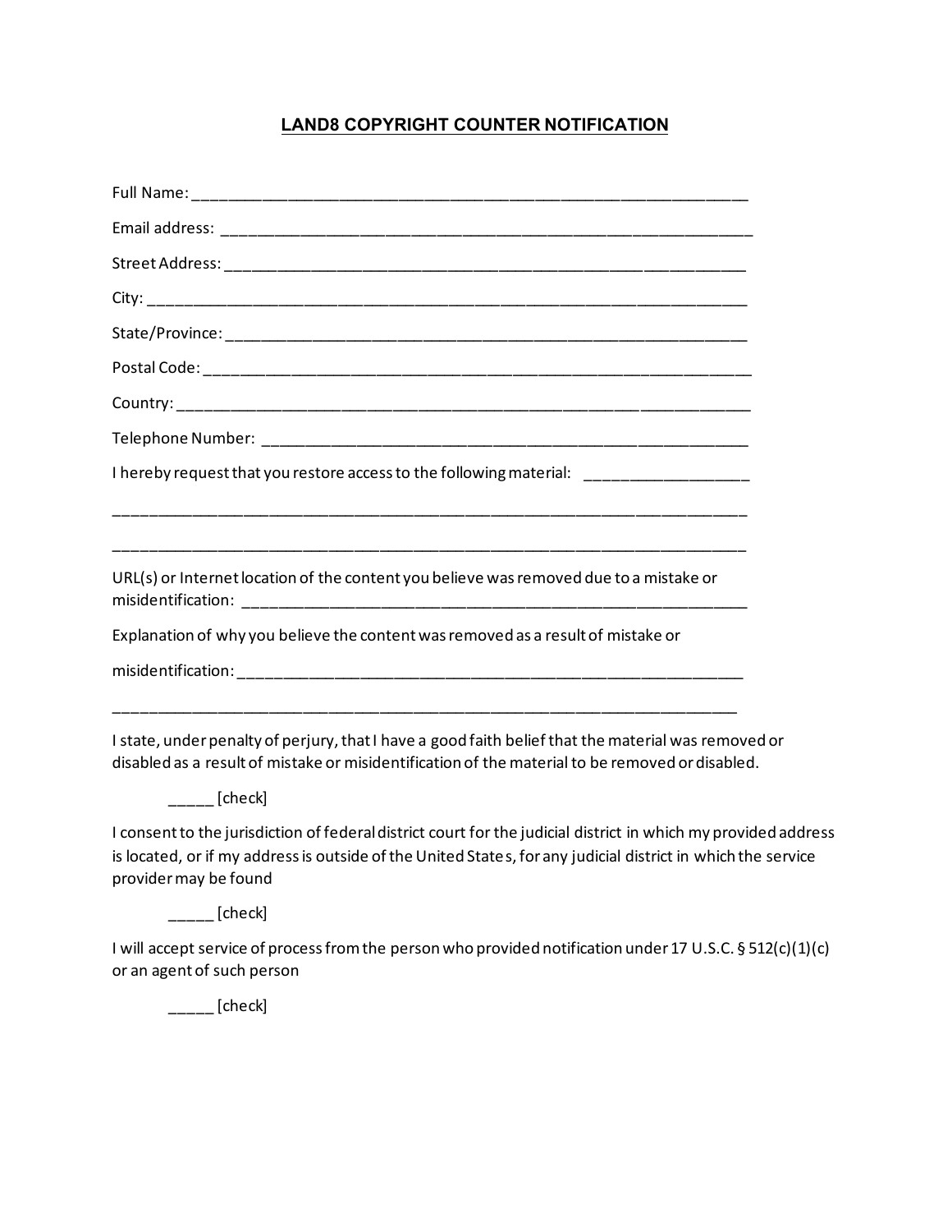# LAND8 COPYRIGHT COUNTER NOTIFICATION

Full Name: ___________________________________________________________________

Email address: _______________________________________________________________

Street Address: ______________________________________________________________

City: ________________________________________________________________________

State/Province: ______________________________________________________________

Postal Code: _________________________________________________________________

Country: _____________________________________________________________________

Telephone Number: ____________________________________________________________

I hereby request that you restore access to the following material: __________________

______________________________________________________________________________

______________________________________________________________________________

URL(s) or Internet location of the content you believe was removed due to a mistake or misidentification: __________________________________________________________

Explanation of why you believe the content was removed as a result of mistake or

misidentification: ____________________________________________________________

______________________________________________________________________________

I state, under penalty of perjury, that I have a good faith belief that the material was removed or disabled as a result of mistake or misidentification of the material to be removed or disabled.

_____ [check]

I consent to the jurisdiction of federal district court for the judicial district in which my provided address is located, or if my address is outside of the United States, for any judicial district in which the service provider may be found

_____ [check]

I will accept service of process from the person who provided notification under 17 U.S.C. § 512(c)(1)(c) or an agent of such person

_____ [check]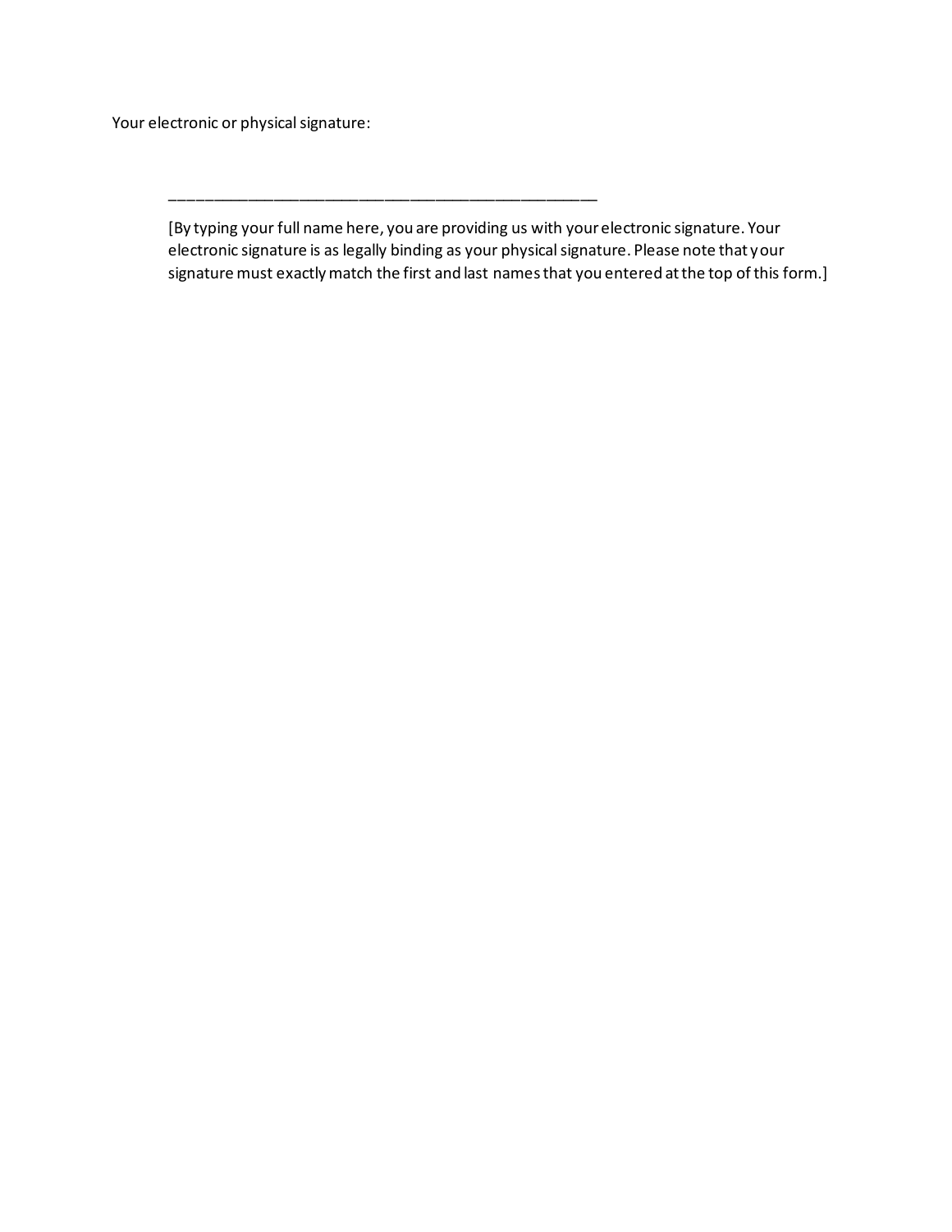Your electronic or physical signature:

______________________________________________

[By typing your full name here, you are providing us with your electronic signature. Your electronic signature is as legally binding as your physical signature. Please note that your signature must exactly match the first and last names that you entered at the top of this form.]